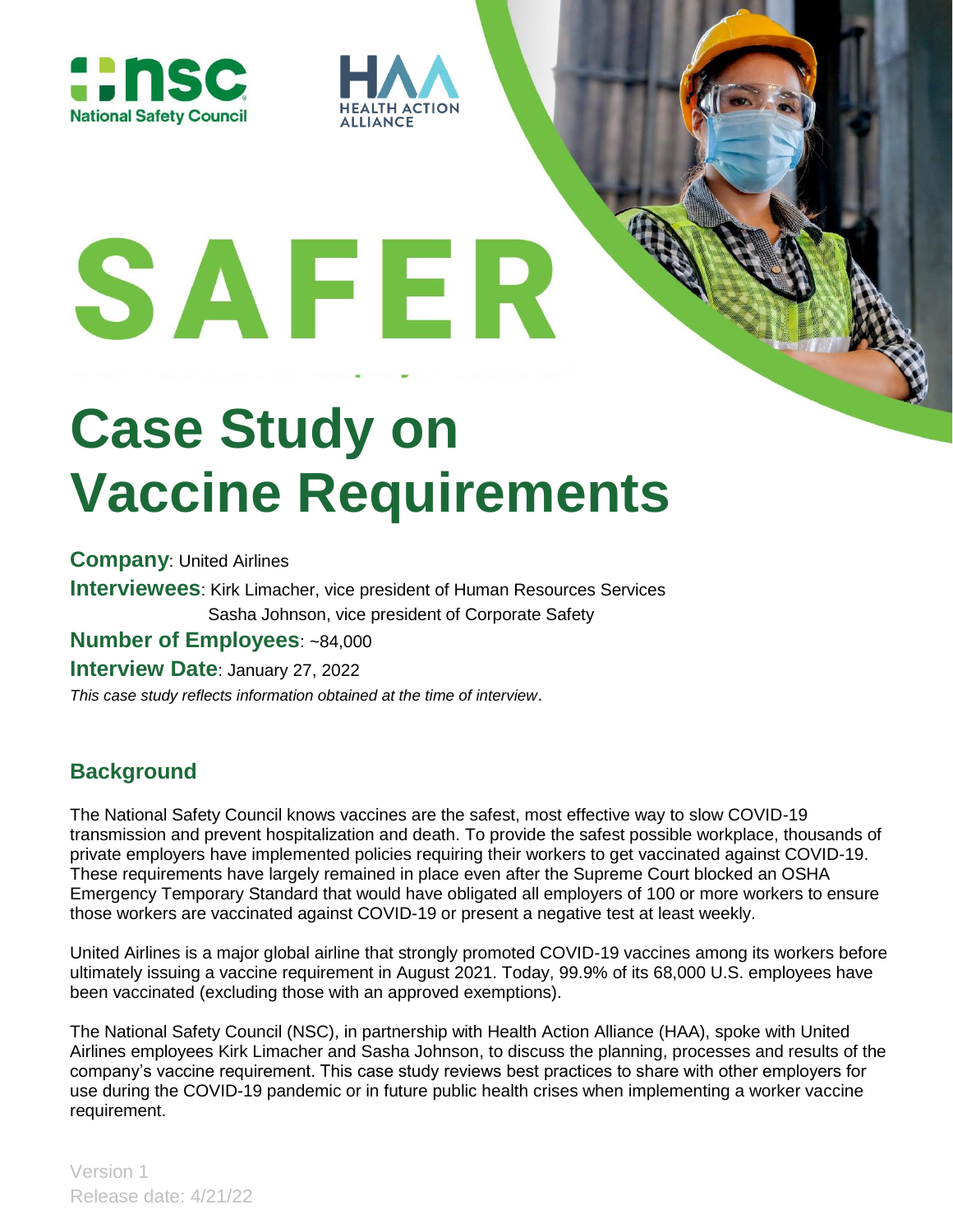National Safety Council

HEALTH ACTION ALLIANCE

# SAFER

# Case Study on Vaccine Requirements

**Company**: United Airlines

**Interviewees**: Kirk Limacher, vice president of Human Resources Services
Sasha Johnson, vice president of Corporate Safety

**Number of Employees**: ~84,000

**Interview Date**: January 27, 2022

*This case study reflects information obtained at the time of interview*.

## Background

The National Safety Council knows vaccines are the safest, most effective way to slow COVID-19 transmission and prevent hospitalization and death. To provide the safest possible workplace, thousands of private employers have implemented policies requiring their workers to get vaccinated against COVID-19. These requirements have largely remained in place even after the Supreme Court blocked an OSHA Emergency Temporary Standard that would have obligated all employers of 100 or more workers to ensure those workers are vaccinated against COVID-19 or present a negative test at least weekly.

United Airlines is a major global airline that strongly promoted COVID-19 vaccines among its workers before ultimately issuing a vaccine requirement in August 2021. Today, 99.9% of its 68,000 U.S. employees have been vaccinated (excluding those with an approved exemptions).

The National Safety Council (NSC), in partnership with Health Action Alliance (HAA), spoke with United Airlines employees Kirk Limacher and Sasha Johnson, to discuss the planning, processes and results of the company's vaccine requirement. This case study reviews best practices to share with other employers for use during the COVID-19 pandemic or in future public health crises when implementing a worker vaccine requirement.

Version 1
Release date: 4/21/22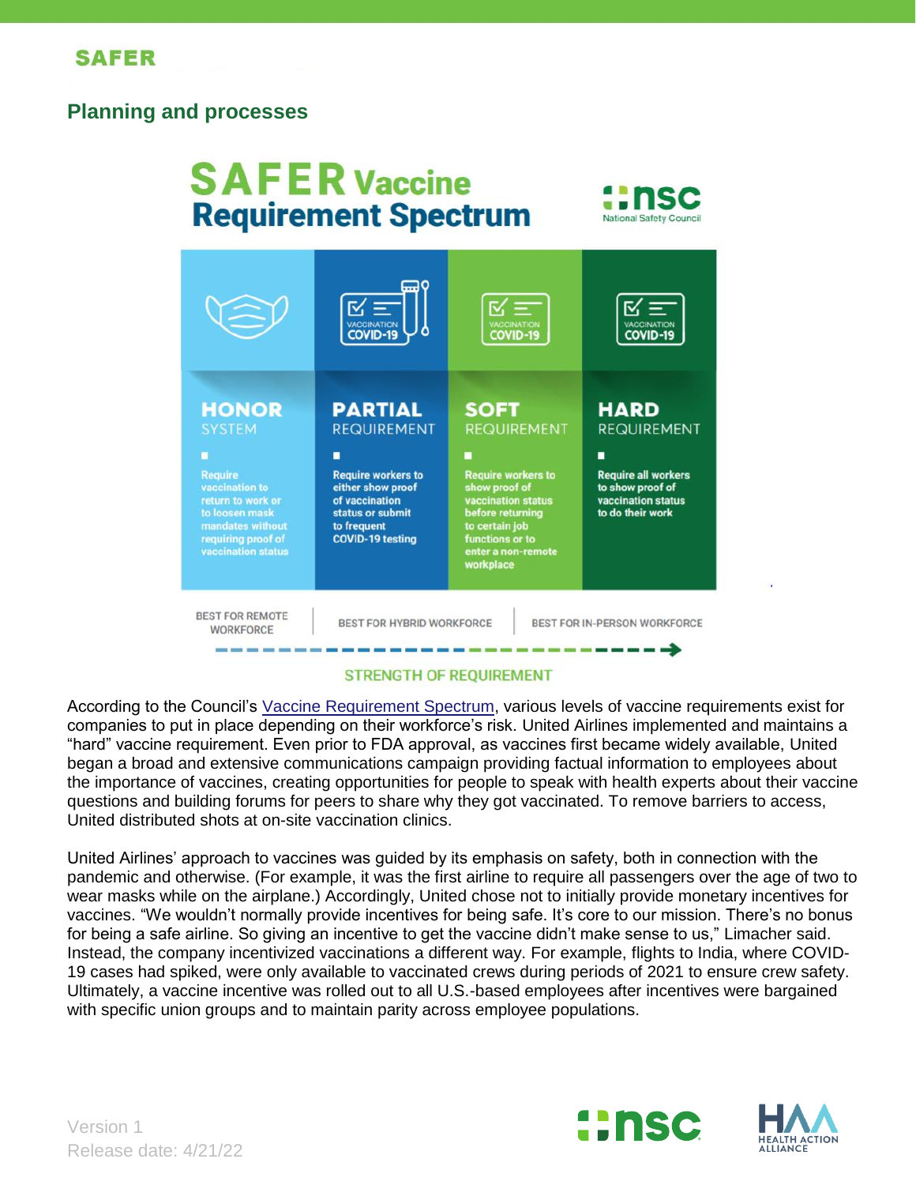## Planning and processes

# SAFER Vaccine Requirement Spectrum

| HONOR SYSTEM | PARTIAL REQUIREMENT | SOFT REQUIREMENT | HARD REQUIREMENT |
| --- | --- | --- | --- |
| Require vaccination to return to work or to loosen mask mandates without requiring proof of vaccination status | Require workers to either show proof of vaccination status or submit to frequent COVID-19 testing | Require workers to show proof of vaccination status before returning to certain job functions or to enter a non-remote workplace | Require all workers to show proof of vaccination status to do their work |
| BEST FOR REMOTE WORKFORCE | BEST FOR HYBRID WORKFORCE | BEST FOR IN-PERSON WORKFORCE | |

STRENGTH OF REQUIREMENT →

According to the Council's Vaccine Requirement Spectrum, various levels of vaccine requirements exist for companies to put in place depending on their workforce's risk. United Airlines implemented and maintains a "hard" vaccine requirement. Even prior to FDA approval, as vaccines first became widely available, United began a broad and extensive communications campaign providing factual information to employees about the importance of vaccines, creating opportunities for people to speak with health experts about their vaccine questions and building forums for peers to share why they got vaccinated. To remove barriers to access, United distributed shots at on-site vaccination clinics.

United Airlines' approach to vaccines was guided by its emphasis on safety, both in connection with the pandemic and otherwise. (For example, it was the first airline to require all passengers over the age of two to wear masks while on the airplane.) Accordingly, United chose not to initially provide monetary incentives for vaccines. "We wouldn't normally provide incentives for being safe. It's core to our mission. There's no bonus for being a safe airline. So giving an incentive to get the vaccine didn't make sense to us," Limacher said. Instead, the company incentivized vaccinations a different way. For example, flights to India, where COVID-19 cases had spiked, were only available to vaccinated crews during periods of 2021 to ensure crew safety. Ultimately, a vaccine incentive was rolled out to all U.S.-based employees after incentives were bargained with specific union groups and to maintain parity across employee populations.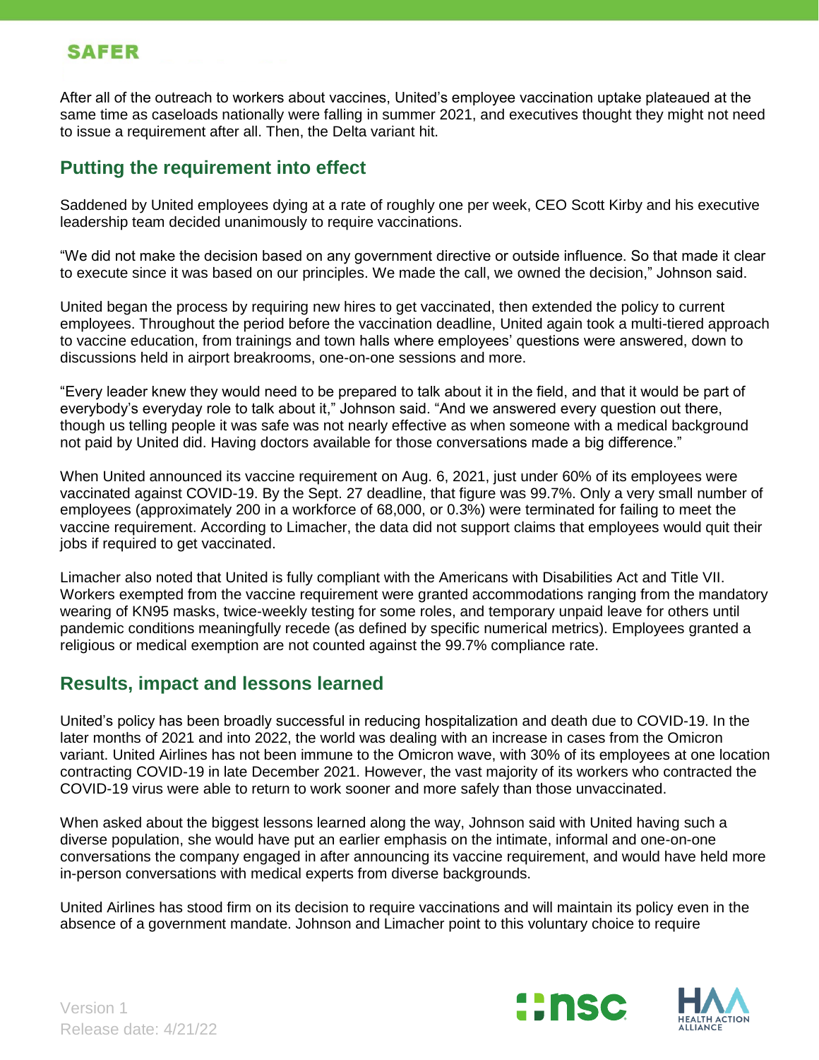After all of the outreach to workers about vaccines, United's employee vaccination uptake plateaued at the same time as caseloads nationally were falling in summer 2021, and executives thought they might not need to issue a requirement after all. Then, the Delta variant hit.

## Putting the requirement into effect

Saddened by United employees dying at a rate of roughly one per week, CEO Scott Kirby and his executive leadership team decided unanimously to require vaccinations.

"We did not make the decision based on any government directive or outside influence. So that made it clear to execute since it was based on our principles. We made the call, we owned the decision," Johnson said.

United began the process by requiring new hires to get vaccinated, then extended the policy to current employees. Throughout the period before the vaccination deadline, United again took a multi-tiered approach to vaccine education, from trainings and town halls where employees' questions were answered, down to discussions held in airport breakrooms, one-on-one sessions and more.

"Every leader knew they would need to be prepared to talk about it in the field, and that it would be part of everybody's everyday role to talk about it," Johnson said. "And we answered every question out there, though us telling people it was safe was not nearly effective as when someone with a medical background not paid by United did. Having doctors available for those conversations made a big difference."

When United announced its vaccine requirement on Aug. 6, 2021, just under 60% of its employees were vaccinated against COVID-19. By the Sept. 27 deadline, that figure was 99.7%. Only a very small number of employees (approximately 200 in a workforce of 68,000, or 0.3%) were terminated for failing to meet the vaccine requirement. According to Limacher, the data did not support claims that employees would quit their jobs if required to get vaccinated.

Limacher also noted that United is fully compliant with the Americans with Disabilities Act and Title VII. Workers exempted from the vaccine requirement were granted accommodations ranging from the mandatory wearing of KN95 masks, twice-weekly testing for some roles, and temporary unpaid leave for others until pandemic conditions meaningfully recede (as defined by specific numerical metrics). Employees granted a religious or medical exemption are not counted against the 99.7% compliance rate.

## Results, impact and lessons learned

United's policy has been broadly successful in reducing hospitalization and death due to COVID-19. In the later months of 2021 and into 2022, the world was dealing with an increase in cases from the Omicron variant. United Airlines has not been immune to the Omicron wave, with 30% of its employees at one location contracting COVID-19 in late December 2021. However, the vast majority of its workers who contracted the COVID-19 virus were able to return to work sooner and more safely than those unvaccinated.

When asked about the biggest lessons learned along the way, Johnson said with United having such a diverse population, she would have put an earlier emphasis on the intimate, informal and one-on-one conversations the company engaged in after announcing its vaccine requirement, and would have held more in-person conversations with medical experts from diverse backgrounds.

United Airlines has stood firm on its decision to require vaccinations and will maintain its policy even in the absence of a government mandate. Johnson and Limacher point to this voluntary choice to require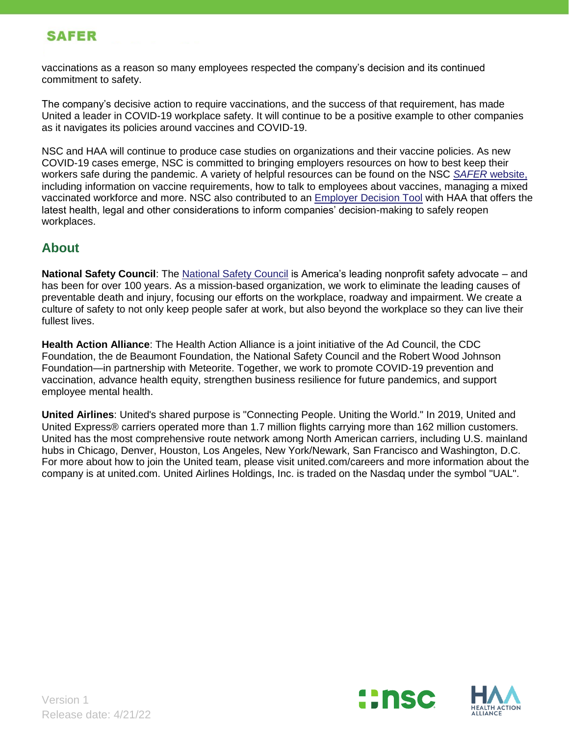vaccinations as a reason so many employees respected the company's decision and its continued commitment to safety.

The company's decisive action to require vaccinations, and the success of that requirement, has made United a leader in COVID-19 workplace safety. It will continue to be a positive example to other companies as it navigates its policies around vaccines and COVID-19.

NSC and HAA will continue to produce case studies on organizations and their vaccine policies. As new COVID-19 cases emerge, NSC is committed to bringing employers resources on how to best keep their workers safe during the pandemic. A variety of helpful resources can be found on the NSC *SAFER* website, including information on vaccine requirements, how to talk to employees about vaccines, managing a mixed vaccinated workforce and more. NSC also contributed to an Employer Decision Tool with HAA that offers the latest health, legal and other considerations to inform companies' decision-making to safely reopen workplaces.

## About

**National Safety Council**: The National Safety Council is America's leading nonprofit safety advocate – and has been for over 100 years. As a mission-based organization, we work to eliminate the leading causes of preventable death and injury, focusing our efforts on the workplace, roadway and impairment. We create a culture of safety to not only keep people safer at work, but also beyond the workplace so they can live their fullest lives.

**Health Action Alliance**: The Health Action Alliance is a joint initiative of the Ad Council, the CDC Foundation, the de Beaumont Foundation, the National Safety Council and the Robert Wood Johnson Foundation—in partnership with Meteorite. Together, we work to promote COVID-19 prevention and vaccination, advance health equity, strengthen business resilience for future pandemics, and support employee mental health.

**United Airlines**: United's shared purpose is "Connecting People. Uniting the World." In 2019, United and United Express® carriers operated more than 1.7 million flights carrying more than 162 million customers. United has the most comprehensive route network among North American carriers, including U.S. mainland hubs in Chicago, Denver, Houston, Los Angeles, New York/Newark, San Francisco and Washington, D.C. For more about how to join the United team, please visit united.com/careers and more information about the company is at united.com. United Airlines Holdings, Inc. is traded on the Nasdaq under the symbol "UAL".

Version 1
Release date: 4/21/22